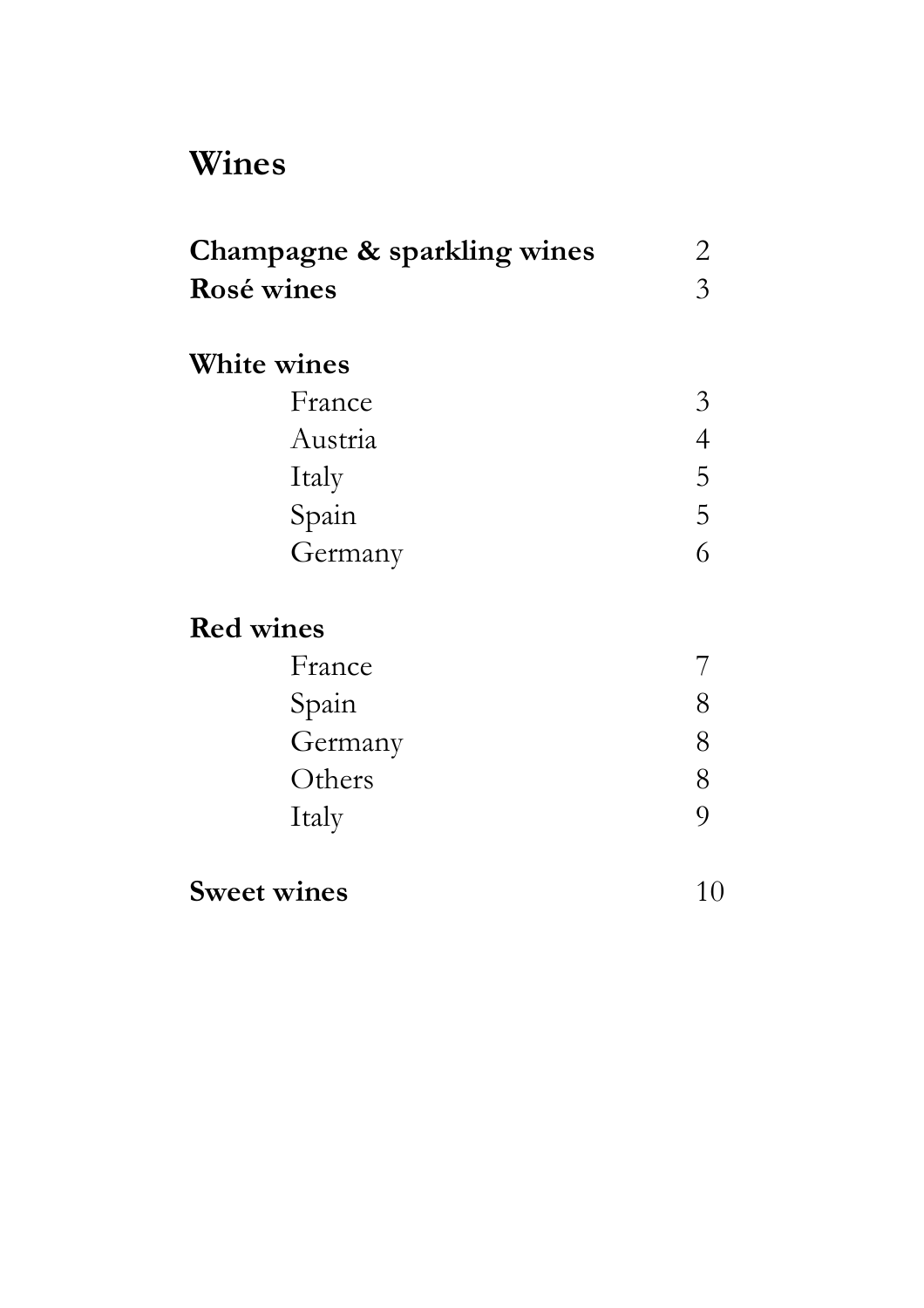# Wines

| | |
|---|---|
| **Champagne & sparkling wines** | 2 |
| **Rosé wines** | 3 |
| | |
| **White wines** | |
| France | 3 |
| Austria | 4 |
| Italy | 5 |
| Spain | 5 |
| Germany | 6 |
| | |
| **Red wines** | |
| France | 7 |
| Spain | 8 |
| Germany | 8 |
| Others | 8 |
| Italy | 9 |
| | |
| **Sweet wines** | 10 |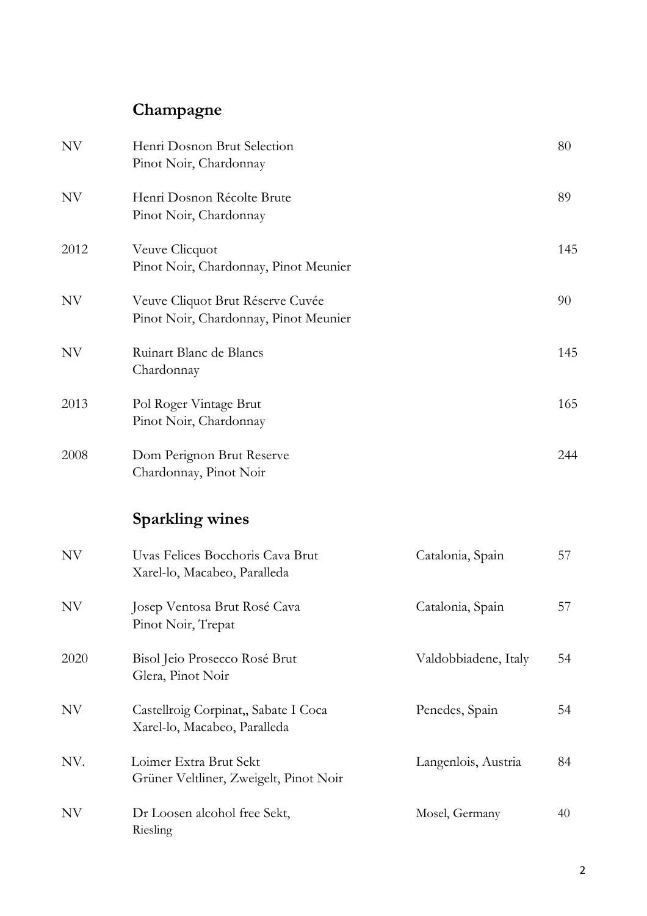## Champagne

| | | |
|---|---|---|
| NV | Henri Dosnon Brut Selection<br>Pinot Noir, Chardonnay | 80 |
| NV | Henri Dosnon Récolte Brute<br>Pinot Noir, Chardonnay | 89 |
| 2012 | Veuve Clicquot<br>Pinot Noir, Chardonnay, Pinot Meunier | 145 |
| NV | Veuve Cliquot Brut Réserve Cuvée<br>Pinot Noir, Chardonnay, Pinot Meunier | 90 |
| NV | Ruinart Blanc de Blancs<br>Chardonnay | 145 |
| 2013 | Pol Roger Vintage Brut<br>Pinot Noir, Chardonnay | 165 |
| 2008 | Dom Perignon Brut Reserve<br>Chardonnay, Pinot Noir | 244 |

## Sparkling wines

| | | | |
|---|---|---|---|
| NV | Uvas Felices Bocchoris Cava Brut<br>Xarel-lo, Macabeo, Paralleda | Catalonia, Spain | 57 |
| NV | Josep Ventosa Brut Rosé Cava<br>Pinot Noir, Trepat | Catalonia, Spain | 57 |
| 2020 | Bisol Jeio Prosecco Rosé Brut<br>Glera, Pinot Noir | Valdobbiadene, Italy | 54 |
| NV | Castellroig Corpinat,, Sabate I Coca<br>Xarel-lo, Macabeo, Paralleda | Penedes, Spain | 54 |
| NV. | Loimer Extra Brut Sekt<br>Grüner Veltliner, Zweigelt, Pinot Noir | Langenlois, Austria | 84 |
| NV | Dr Loosen alcohol free Sekt,<br>Riesling | Mosel, Germany | 40 |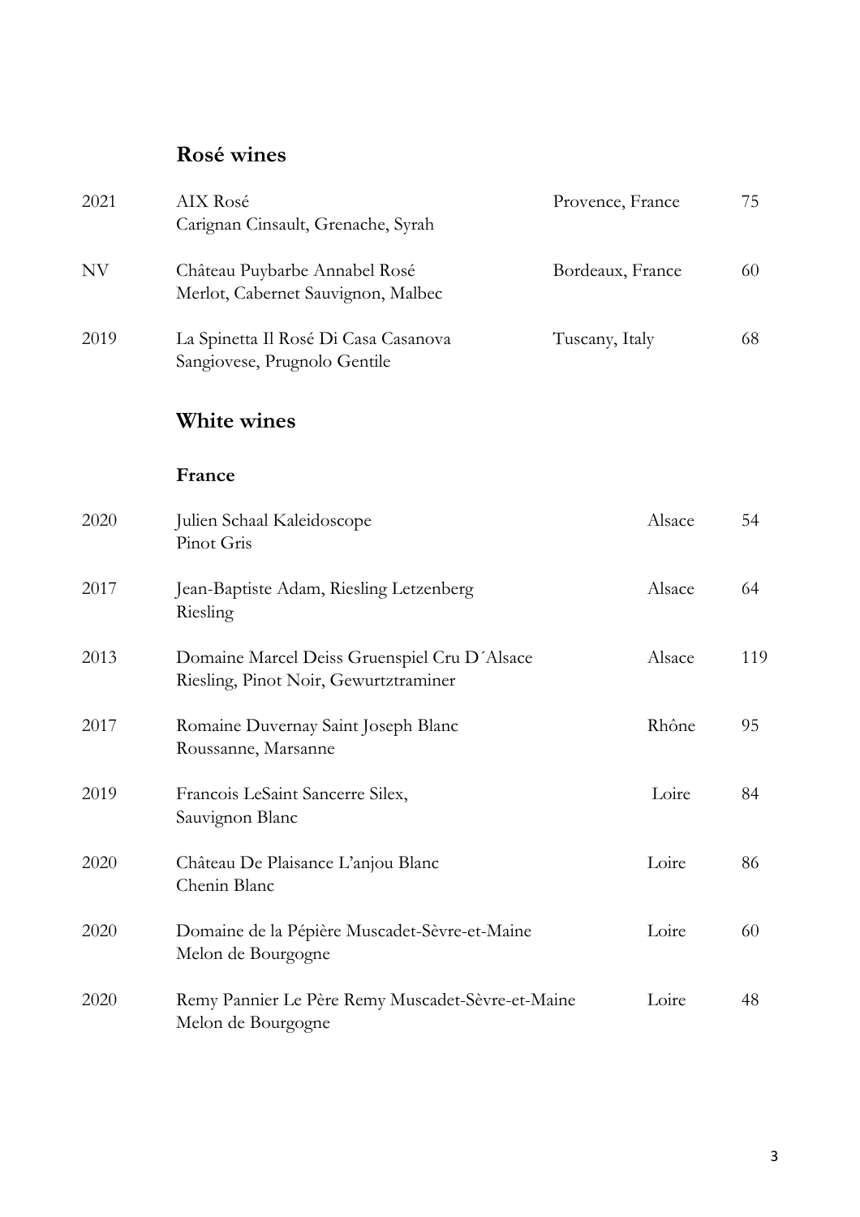## Rosé wines

| | | | |
|---|---|---|---|
| 2021 | AIX Rosé<br>Carignan Cinsault, Grenache, Syrah | Provence, France | 75 |
| NV | Château Puybarbe Annabel Rosé<br>Merlot, Cabernet Sauvignon, Malbec | Bordeaux, France | 60 |
| 2019 | La Spinetta Il Rosé Di Casa Casanova<br>Sangiovese, Prugnolo Gentile | Tuscany, Italy | 68 |

## White wines

### France

| | | | |
|---|---|---|---|
| 2020 | Julien Schaal Kaleidoscope<br>Pinot Gris | Alsace | 54 |
| 2017 | Jean-Baptiste Adam, Riesling Letzenberg<br>Riesling | Alsace | 64 |
| 2013 | Domaine Marcel Deiss Gruenspiel Cru D´Alsace<br>Riesling, Pinot Noir, Gewurztraminer | Alsace | 119 |
| 2017 | Romaine Duvernay Saint Joseph Blanc<br>Roussanne, Marsanne | Rhône | 95 |
| 2019 | Francois LeSaint Sancerre Silex,<br>Sauvignon Blanc | Loire | 84 |
| 2020 | Château De Plaisance L'anjou Blanc<br>Chenin Blanc | Loire | 86 |
| 2020 | Domaine de la Pépière Muscadet-Sèvre-et-Maine<br>Melon de Bourgogne | Loire | 60 |
| 2020 | Remy Pannier Le Père Remy Muscadet-Sèvre-et-Maine<br>Melon de Bourgogne | Loire | 48 |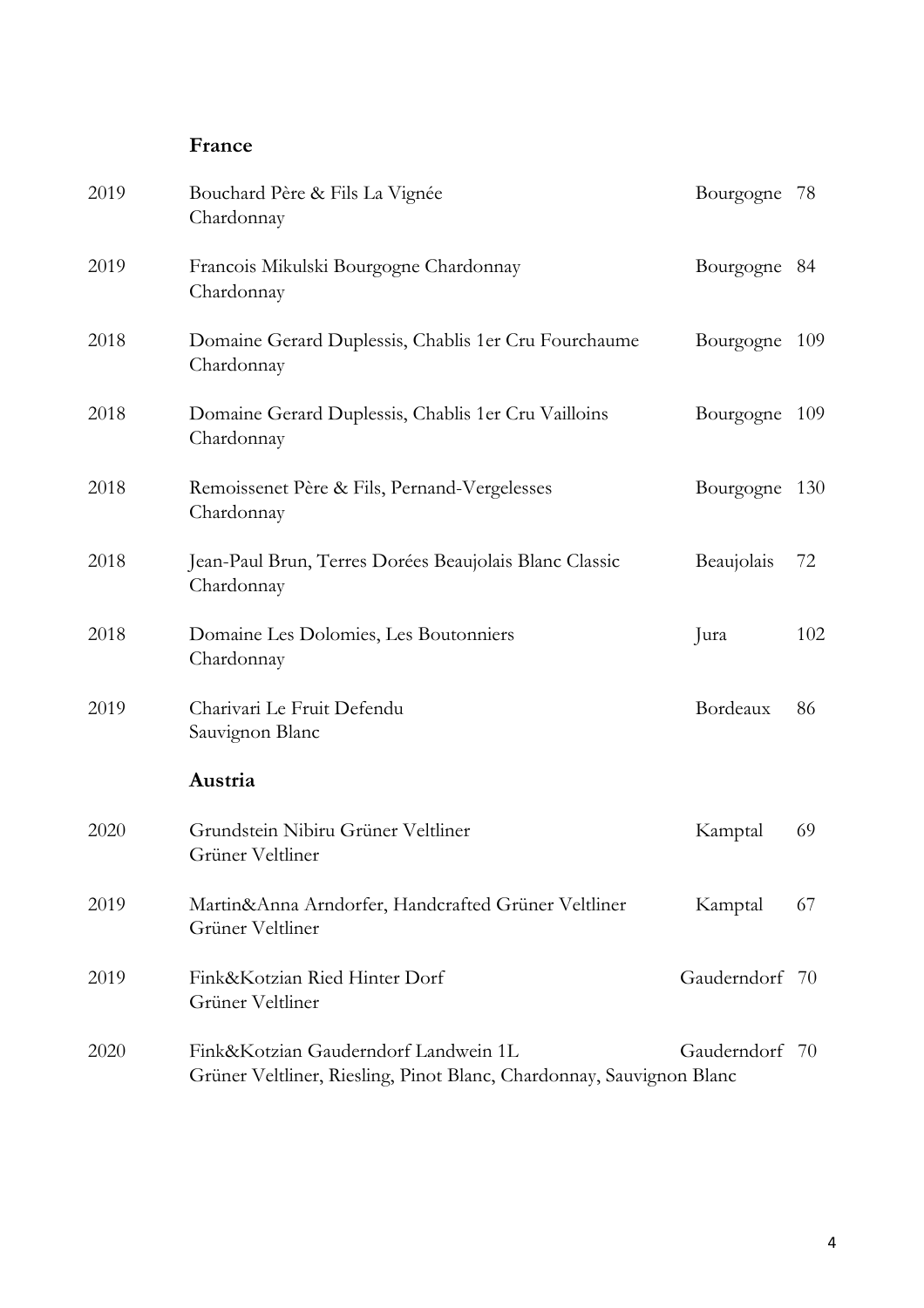## France

| | | | |
|---|---|---|---|
| 2019 | Bouchard Père & Fils La Vignée<br>Chardonnay | Bourgogne | 78 |
| 2019 | Francois Mikulski Bourgogne Chardonnay<br>Chardonnay | Bourgogne | 84 |
| 2018 | Domaine Gerard Duplessis, Chablis 1er Cru Fourchaume<br>Chardonnay | Bourgogne | 109 |
| 2018 | Domaine Gerard Duplessis, Chablis 1er Cru Vailloins<br>Chardonnay | Bourgogne | 109 |
| 2018 | Remoissenet Père & Fils, Pernand-Vergelesses<br>Chardonnay | Bourgogne | 130 |
| 2018 | Jean-Paul Brun, Terres Dorées Beaujolais Blanc Classic<br>Chardonnay | Beaujolais | 72 |
| 2018 | Domaine Les Dolomies, Les Boutonniers<br>Chardonnay | Jura | 102 |
| 2019 | Charivari Le Fruit Defendu<br>Sauvignon Blanc | Bordeaux | 86 |

## Austria

| | | | |
|---|---|---|---|
| 2020 | Grundstein Nibiru Grüner Veltliner<br>Grüner Veltliner | Kamptal | 69 |
| 2019 | Martin&Anna Arndorfer, Handcrafted Grüner Veltliner<br>Grüner Veltliner | Kamptal | 67 |
| 2019 | Fink&Kotzian Ried Hinter Dorf<br>Grüner Veltliner | Gauderndorf | 70 |
| 2020 | Fink&Kotzian Gauderndorf Landwein 1L<br>Grüner Veltliner, Riesling, Pinot Blanc, Chardonnay, Sauvignon Blanc | Gauderndorf | 70 |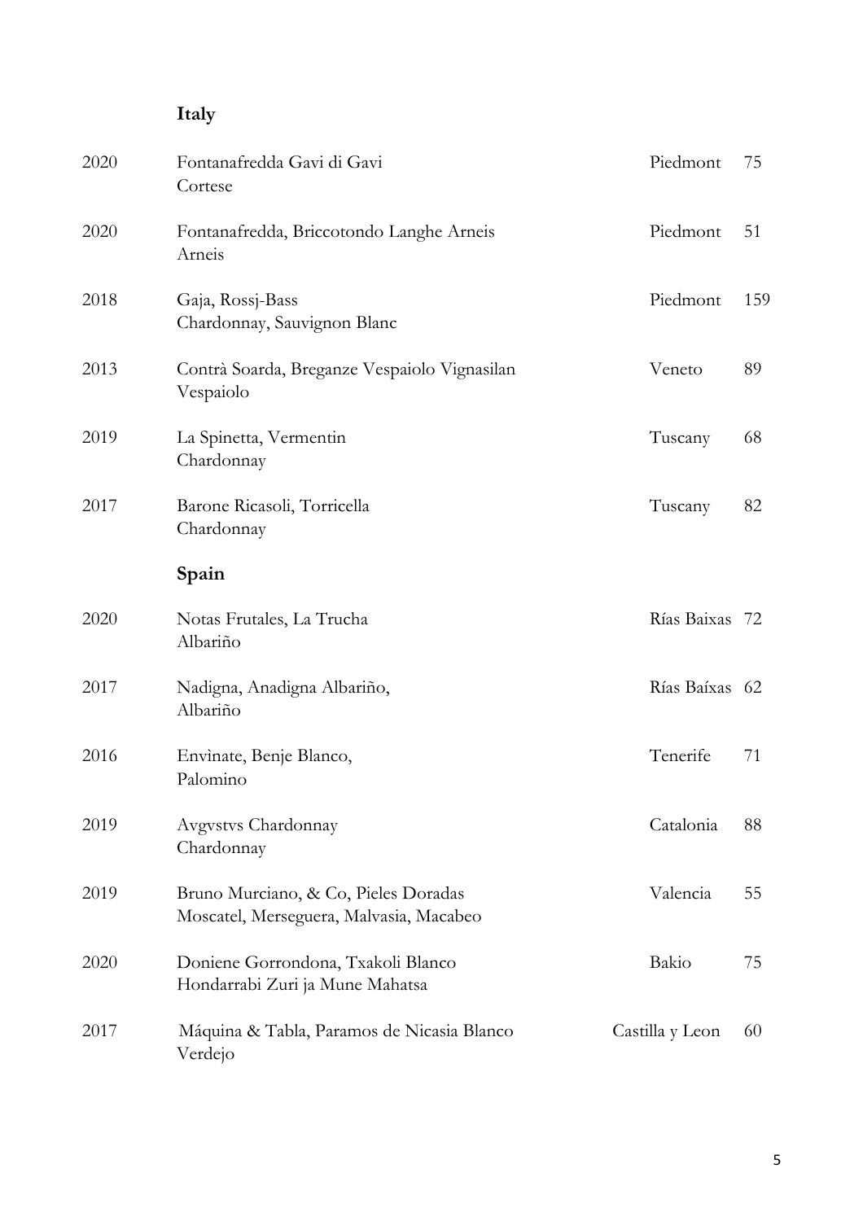## Italy

| Vintage | Wine | Region | Price |
| --- | --- | --- | --- |
| 2020 | Fontanafredda Gavi di Gavi<br>Cortese | Piedmont | 75 |
| 2020 | Fontanafredda, Briccotondo Langhe Arneis<br>Arneis | Piedmont | 51 |
| 2018 | Gaja, Rossj-Bass<br>Chardonnay, Sauvignon Blanc | Piedmont | 159 |
| 2013 | Contrà Soarda, Breganze Vespaiolo Vignasilan<br>Vespaiolo | Veneto | 89 |
| 2019 | La Spinetta, Vermentin<br>Chardonnay | Tuscany | 68 |
| 2017 | Barone Ricasoli, Torricella<br>Chardonnay | Tuscany | 82 |

## Spain

| Vintage | Wine | Region | Price |
| --- | --- | --- | --- |
| 2020 | Notas Frutales, La Trucha<br>Albariño | Rías Baixas | 72 |
| 2017 | Nadigna, Anadigna Albariño,<br>Albariño | Rías Baíxas | 62 |
| 2016 | Envìnate, Benje Blanco,<br>Palomino | Tenerife | 71 |
| 2019 | Avgvstvs Chardonnay<br>Chardonnay | Catalonia | 88 |
| 2019 | Bruno Murciano, & Co, Pieles Doradas<br>Moscatel, Merseguera, Malvasia, Macabeo | Valencia | 55 |
| 2020 | Doniene Gorrondona, Txakoli Blanco<br>Hondarrabi Zuri ja Mune Mahatsa | Bakio | 75 |
| 2017 | Máquina & Tabla, Paramos de Nicasia Blanco<br>Verdejo | Castilla y Leon | 60 |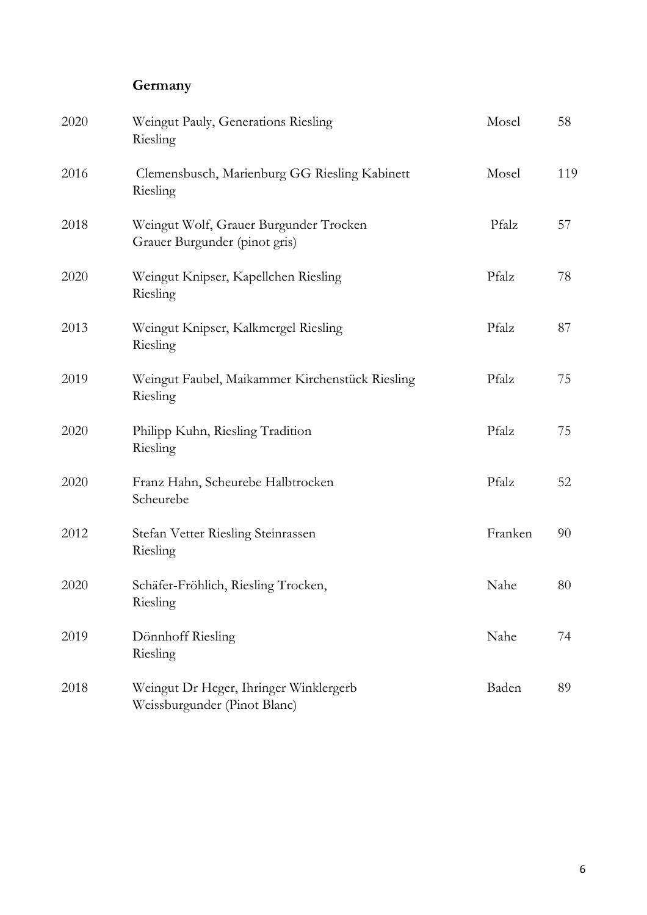## Germany

| Year | Wine | Region | Price |
|---|---|---|---|
| 2020 | Weingut Pauly, Generations Riesling<br>Riesling | Mosel | 58 |
| 2016 | Clemensbusch, Marienburg GG Riesling Kabinett<br>Riesling | Mosel | 119 |
| 2018 | Weingut Wolf, Grauer Burgunder Trocken<br>Grauer Burgunder (pinot gris) | Pfalz | 57 |
| 2020 | Weingut Knipser, Kapellchen Riesling<br>Riesling | Pfalz | 78 |
| 2013 | Weingut Knipser, Kalkmergel Riesling<br>Riesling | Pfalz | 87 |
| 2019 | Weingut Faubel, Maikammer Kirchenstück Riesling<br>Riesling | Pfalz | 75 |
| 2020 | Philipp Kuhn, Riesling Tradition<br>Riesling | Pfalz | 75 |
| 2020 | Franz Hahn, Scheurebe Halbtrocken<br>Scheurebe | Pfalz | 52 |
| 2012 | Stefan Vetter Riesling Steinrassen<br>Riesling | Franken | 90 |
| 2020 | Schäfer-Fröhlich, Riesling Trocken,<br>Riesling | Nahe | 80 |
| 2019 | Dönnhoff Riesling<br>Riesling | Nahe | 74 |
| 2018 | Weingut Dr Heger, Ihringer Winklergerb<br>Weissburgunder (Pinot Blanc) | Baden | 89 |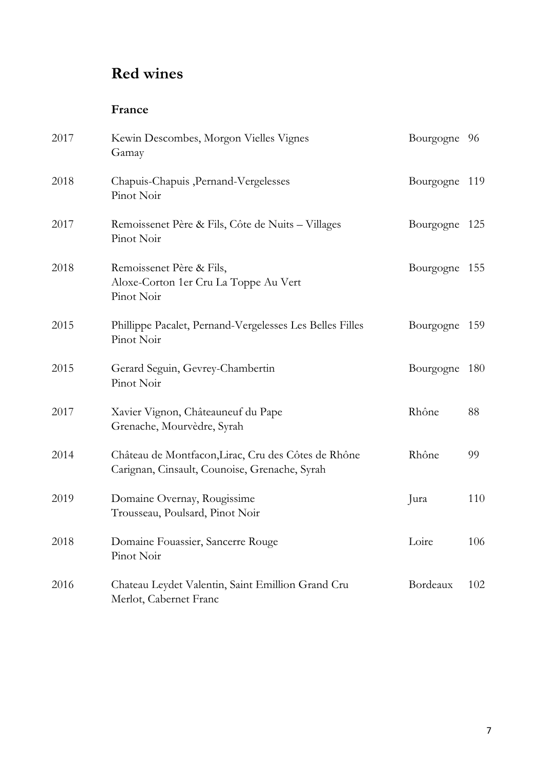# Red wines

## France

| Year | Wine | Region | Price |
|---|---|---|---|
| 2017 | Kewin Descombes, Morgon Vielles Vignes<br>Gamay | Bourgogne | 96 |
| 2018 | Chapuis-Chapuis ,Pernand-Vergelesses<br>Pinot Noir | Bourgogne | 119 |
| 2017 | Remoissenet Père & Fils, Côte de Nuits – Villages<br>Pinot Noir | Bourgogne | 125 |
| 2018 | Remoissenet Père & Fils,<br>Aloxe-Corton 1er Cru La Toppe Au Vert<br>Pinot Noir | Bourgogne | 155 |
| 2015 | Phillippe Pacalet, Pernand-Vergelesses Les Belles Filles<br>Pinot Noir | Bourgogne | 159 |
| 2015 | Gerard Seguin, Gevrey-Chambertin<br>Pinot Noir | Bourgogne | 180 |
| 2017 | Xavier Vignon, Châteauneuf du Pape<br>Grenache, Mourvèdre, Syrah | Rhône | 88 |
| 2014 | Château de Montfacon,Lirac, Cru des Côtes de Rhône<br>Carignan, Cinsault, Counoise, Grenache, Syrah | Rhône | 99 |
| 2019 | Domaine Overnay, Rougissime<br>Trousseau, Poulsard, Pinot Noir | Jura | 110 |
| 2018 | Domaine Fouassier, Sancerre Rouge<br>Pinot Noir | Loire | 106 |
| 2016 | Chateau Leydet Valentin, Saint Emillion Grand Cru<br>Merlot, Cabernet Franc | Bordeaux | 102 |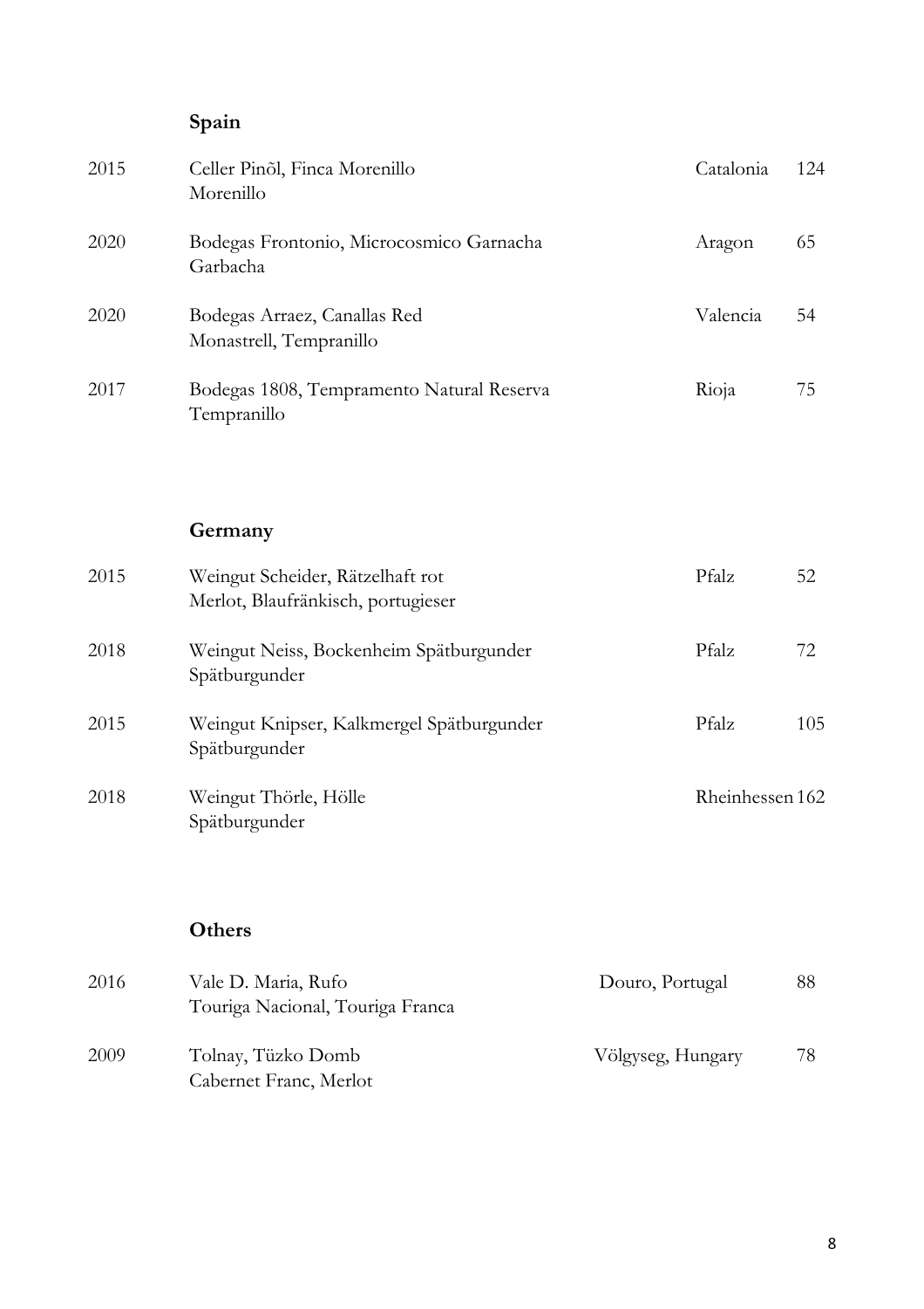## Spain

| | | | |
|---|---|---|---|
| 2015 | Celler Pinõl, Finca Morenillo<br>Morenillo | Catalonia | 124 |
| 2020 | Bodegas Frontonio, Microcosmico Garnacha<br>Garbacha | Aragon | 65 |
| 2020 | Bodegas Arraez, Canallas Red<br>Monastrell, Tempranillo | Valencia | 54 |
| 2017 | Bodegas 1808, Tempramento Natural Reserva<br>Tempranillo | Rioja | 75 |

## Germany

| | | | |
|---|---|---|---|
| 2015 | Weingut Scheider, Rätzelhaft rot<br>Merlot, Blaufränkisch, portugieser | Pfalz | 52 |
| 2018 | Weingut Neiss, Bockenheim Spätburgunder<br>Spätburgunder | Pfalz | 72 |
| 2015 | Weingut Knipser, Kalkmergel Spätburgunder<br>Spätburgunder | Pfalz | 105 |
| 2018 | Weingut Thörle, Hölle<br>Spätburgunder | Rheinhessen | 162 |

## Others

| | | | |
|---|---|---|---|
| 2016 | Vale D. Maria, Rufo<br>Touriga Nacional, Touriga Franca | Douro, Portugal | 88 |
| 2009 | Tolnay, Tüzko Domb<br>Cabernet Franc, Merlot | Völgyseg, Hungary | 78 |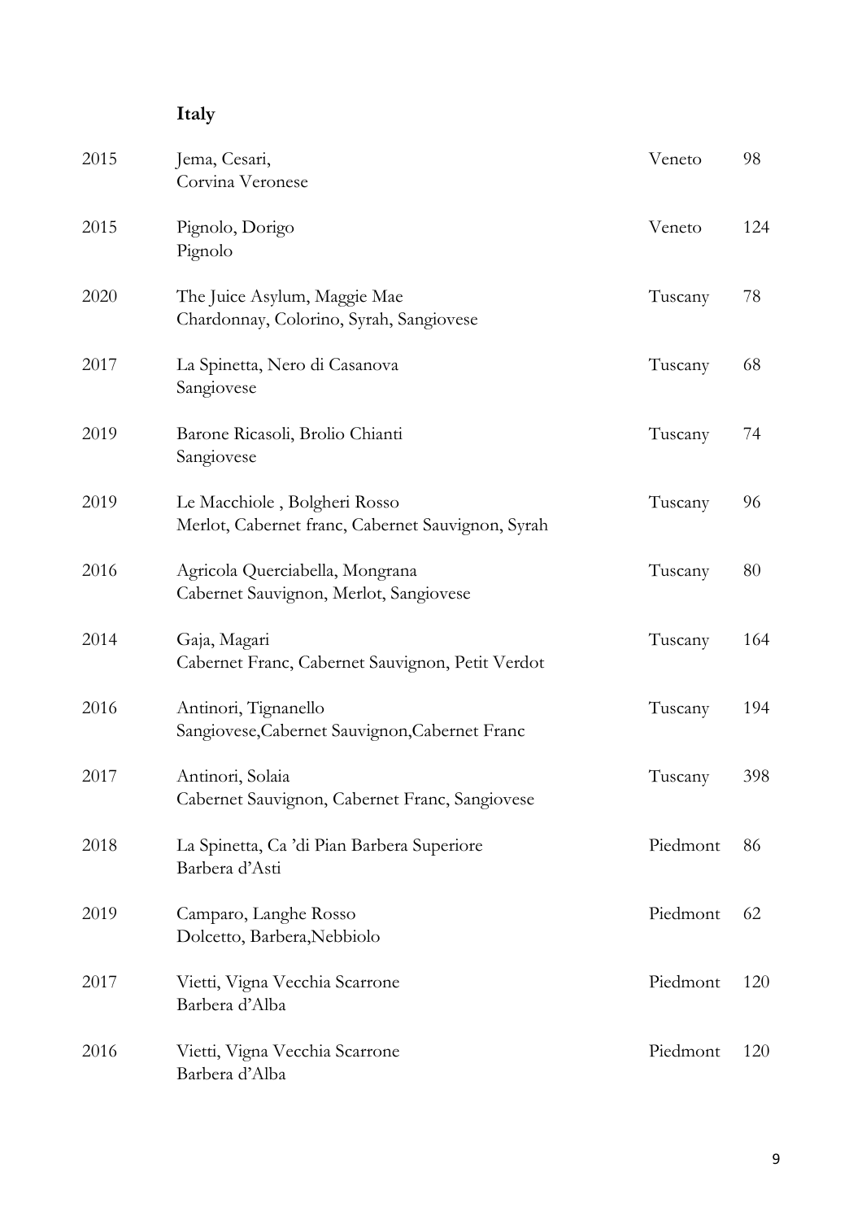## Italy

| Vintage | Wine | Region | Price |
| --- | --- | --- | --- |
| 2015 | Jema, Cesari,<br>Corvina Veronese | Veneto | 98 |
| 2015 | Pignolo, Dorigo<br>Pignolo | Veneto | 124 |
| 2020 | The Juice Asylum, Maggie Mae<br>Chardonnay, Colorino, Syrah, Sangiovese | Tuscany | 78 |
| 2017 | La Spinetta, Nero di Casanova<br>Sangiovese | Tuscany | 68 |
| 2019 | Barone Ricasoli, Brolio Chianti<br>Sangiovese | Tuscany | 74 |
| 2019 | Le Macchiole , Bolgheri Rosso<br>Merlot, Cabernet franc, Cabernet Sauvignon, Syrah | Tuscany | 96 |
| 2016 | Agricola Querciabella, Mongrana<br>Cabernet Sauvignon, Merlot, Sangiovese | Tuscany | 80 |
| 2014 | Gaja, Magari<br>Cabernet Franc, Cabernet Sauvignon, Petit Verdot | Tuscany | 164 |
| 2016 | Antinori, Tignanello<br>Sangiovese,Cabernet Sauvignon,Cabernet Franc | Tuscany | 194 |
| 2017 | Antinori, Solaia<br>Cabernet Sauvignon, Cabernet Franc, Sangiovese | Tuscany | 398 |
| 2018 | La Spinetta, Ca 'di Pian Barbera Superiore<br>Barbera d'Asti | Piedmont | 86 |
| 2019 | Camparo, Langhe Rosso<br>Dolcetto, Barbera,Nebbiolo | Piedmont | 62 |
| 2017 | Vietti, Vigna Vecchia Scarrone<br>Barbera d'Alba | Piedmont | 120 |
| 2016 | Vietti, Vigna Vecchia Scarrone<br>Barbera d'Alba | Piedmont | 120 |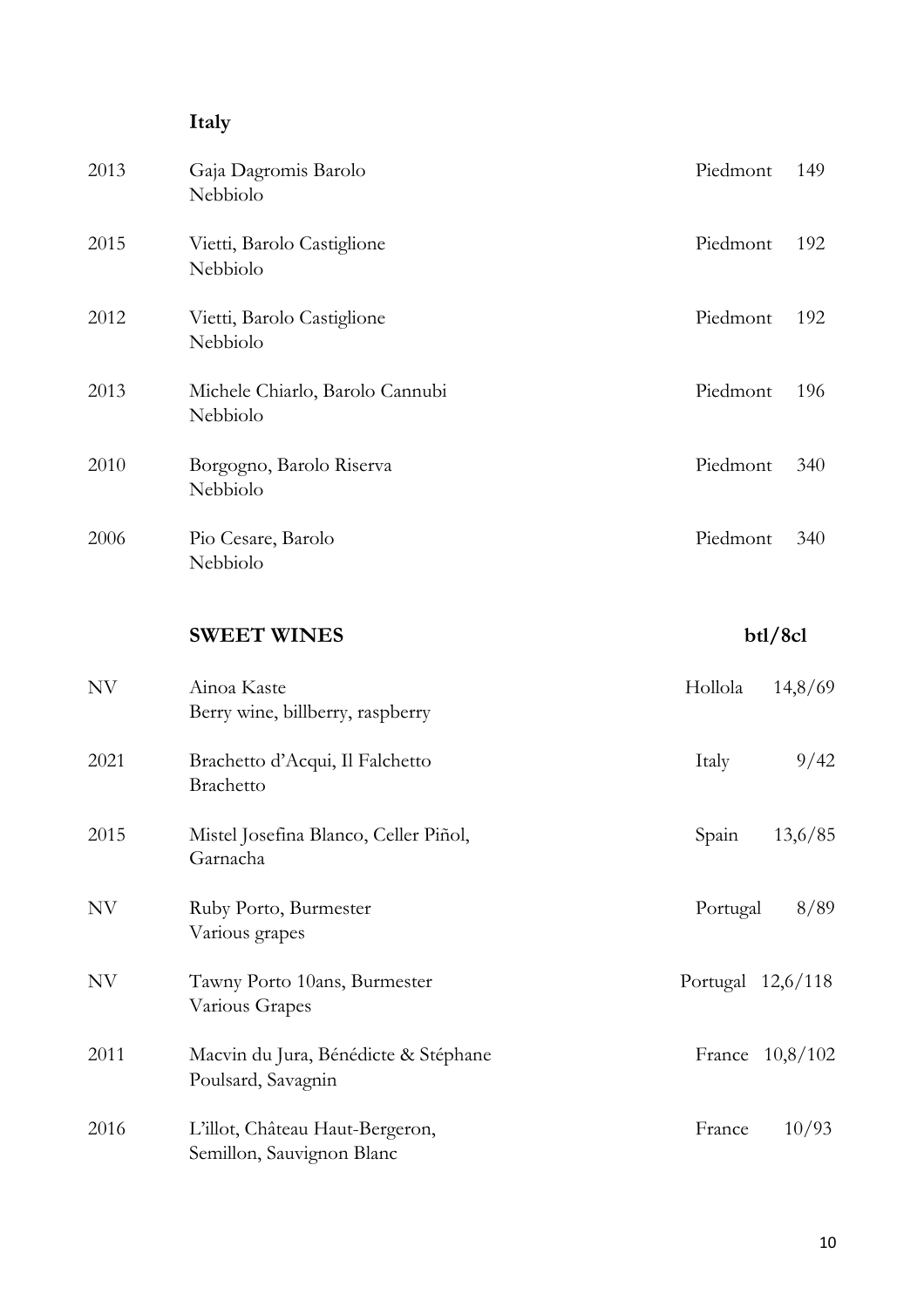## Italy

| | | | |
|---|---|---|---|
| 2013 | Gaja Dagromis Barolo<br>Nebbiolo | Piedmont | 149 |
| 2015 | Vietti, Barolo Castiglione<br>Nebbiolo | Piedmont | 192 |
| 2012 | Vietti, Barolo Castiglione<br>Nebbiolo | Piedmont | 192 |
| 2013 | Michele Chiarlo, Barolo Cannubi<br>Nebbiolo | Piedmont | 196 |
| 2010 | Borgogno, Barolo Riserva<br>Nebbiolo | Piedmont | 340 |
| 2006 | Pio Cesare, Barolo<br>Nebbiolo | Piedmont | 340 |

## SWEET WINES

| | | | btl/8cl |
|---|---|---|---|
| NV | Ainoa Kaste<br>Berry wine, billberry, raspberry | Hollola | 14,8/69 |
| 2021 | Brachetto d'Acqui, Il Falchetto<br>Brachetto | Italy | 9/42 |
| 2015 | Mistel Josefina Blanco, Celler Piñol,<br>Garnacha | Spain | 13,6/85 |
| NV | Ruby Porto, Burmester<br>Various grapes | Portugal | 8/89 |
| NV | Tawny Porto 10ans, Burmester<br>Various Grapes | Portugal | 12,6/118 |
| 2011 | Macvin du Jura, Bénédicte & Stéphane<br>Poulsard, Savagnin | France | 10,8/102 |
| 2016 | L'illot, Château Haut-Bergeron,<br>Semillon, Sauvignon Blanc | France | 10/93 |